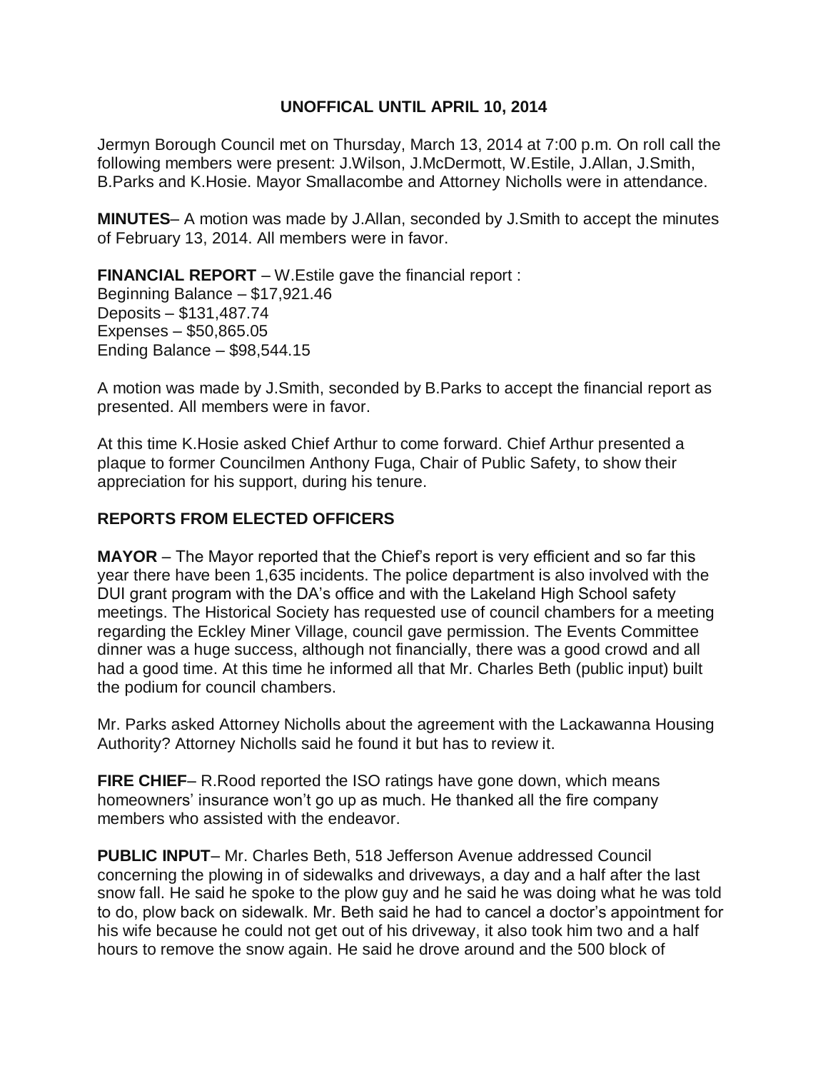**UNOFFICAL UNTIL APRIL 10, 2014**

Jermyn Borough Council met on Thursday, March 13, 2014 at 7:00 p.m. On roll call the following members were present: J.Wilson, J.McDermott, W.Estile, J.Allan, J.Smith, B.Parks and K.Hosie. Mayor Smallacombe and Attorney Nicholls were in attendance.

**MINUTES**– A motion was made by J.Allan, seconded by J.Smith to accept the minutes of February 13, 2014. All members were in favor.

**FINANCIAL REPORT** – W.Estile gave the financial report :
Beginning Balance – $17,921.46
Deposits – $131,487.74
Expenses – $50,865.05
Ending Balance – $98,544.15

A motion was made by J.Smith, seconded by B.Parks to accept the financial report as presented. All members were in favor.

At this time K.Hosie asked Chief Arthur to come forward. Chief Arthur presented a plaque to former Councilmen Anthony Fuga, Chair of Public Safety, to show their appreciation for his support, during his tenure.

**REPORTS FROM ELECTED OFFICERS**

**MAYOR** – The Mayor reported that the Chief's report is very efficient and so far this year there have been 1,635 incidents. The police department is also involved with the DUI grant program with the DA's office and with the Lakeland High School safety meetings. The Historical Society has requested use of council chambers for a meeting regarding the Eckley Miner Village, council gave permission. The Events Committee dinner was a huge success, although not financially, there was a good crowd and all had a good time. At this time he informed all that Mr. Charles Beth (public input) built the podium for council chambers.

Mr. Parks asked Attorney Nicholls about the agreement with the Lackawanna Housing Authority? Attorney Nicholls said he found it but has to review it.

**FIRE CHIEF**– R.Rood reported the ISO ratings have gone down, which means homeowners' insurance won't go up as much. He thanked all the fire company members who assisted with the endeavor.

**PUBLIC INPUT**– Mr. Charles Beth, 518 Jefferson Avenue addressed Council concerning the plowing in of sidewalks and driveways, a day and a half after the last snow fall. He said he spoke to the plow guy and he said he was doing what he was told to do, plow back on sidewalk. Mr. Beth said he had to cancel a doctor's appointment for his wife because he could not get out of his driveway, it also took him two and a half hours to remove the snow again. He said he drove around and the 500 block of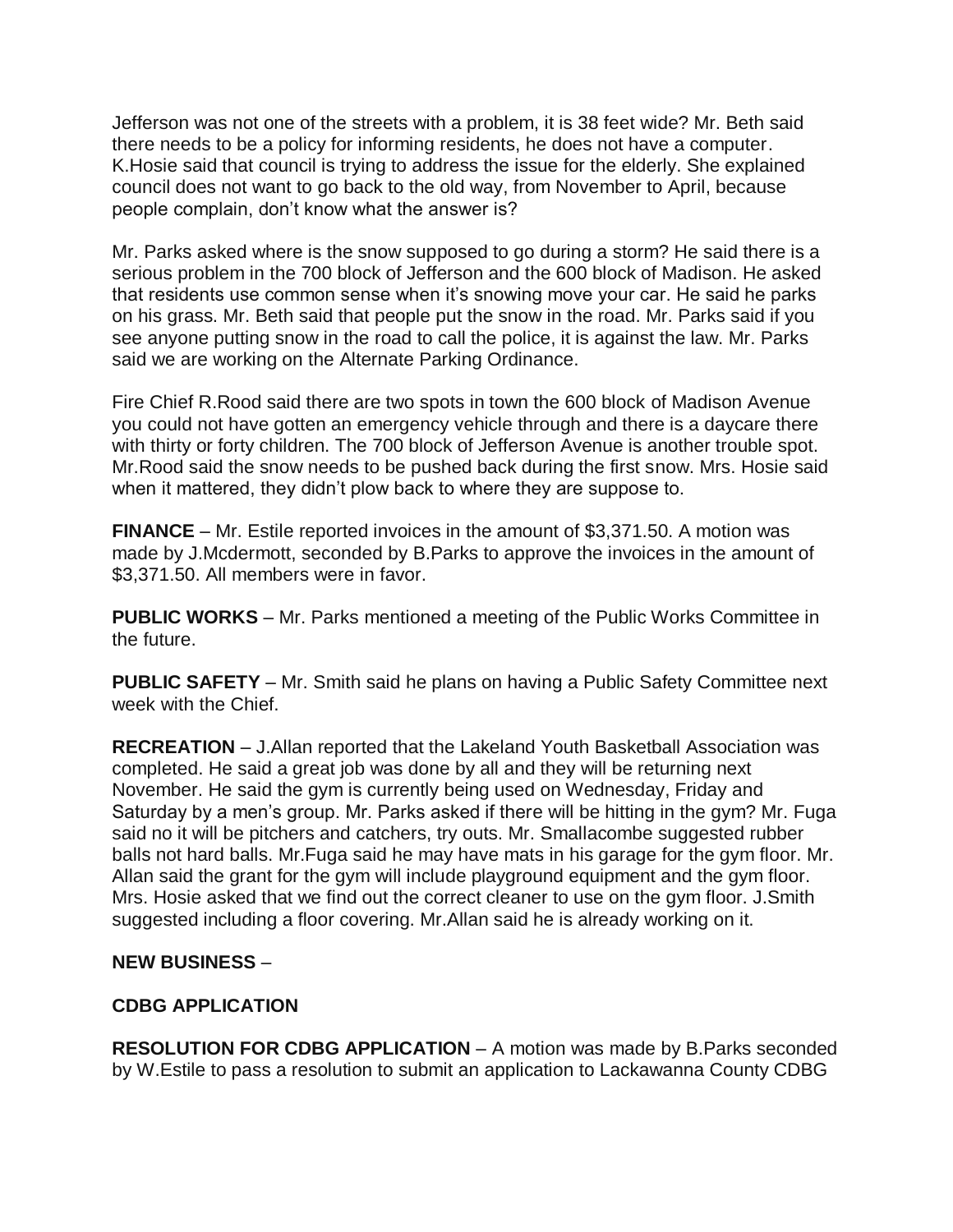Jefferson was not one of the streets with a problem, it is 38 feet wide? Mr. Beth said there needs to be a policy for informing residents, he does not have a computer. K.Hosie said that council is trying to address the issue for the elderly. She explained council does not want to go back to the old way, from November to April, because people complain, don't know what the answer is?

Mr. Parks asked where is the snow supposed to go during a storm? He said there is a serious problem in the 700 block of Jefferson and the 600 block of Madison. He asked that residents use common sense when it's snowing move your car. He said he parks on his grass. Mr. Beth said that people put the snow in the road. Mr. Parks said if you see anyone putting snow in the road to call the police, it is against the law. Mr. Parks said we are working on the Alternate Parking Ordinance.

Fire Chief R.Rood said there are two spots in town the 600 block of Madison Avenue you could not have gotten an emergency vehicle through and there is a daycare there with thirty or forty children. The 700 block of Jefferson Avenue is another trouble spot. Mr.Rood said the snow needs to be pushed back during the first snow. Mrs. Hosie said when it mattered, they didn't plow back to where they are suppose to.

**FINANCE** – Mr. Estile reported invoices in the amount of $3,371.50. A motion was made by J.Mcdermott, seconded by B.Parks to approve the invoices in the amount of $3,371.50. All members were in favor.

**PUBLIC WORKS** – Mr. Parks mentioned a meeting of the Public Works Committee in the future.

**PUBLIC SAFETY** – Mr. Smith said he plans on having a Public Safety Committee next week with the Chief.

**RECREATION** – J.Allan reported that the Lakeland Youth Basketball Association was completed. He said a great job was done by all and they will be returning next November. He said the gym is currently being used on Wednesday, Friday and Saturday by a men's group. Mr. Parks asked if there will be hitting in the gym? Mr. Fuga said no it will be pitchers and catchers, try outs. Mr. Smallacombe suggested rubber balls not hard balls. Mr.Fuga said he may have mats in his garage for the gym floor. Mr. Allan said the grant for the gym will include playground equipment and the gym floor. Mrs. Hosie asked that we find out the correct cleaner to use on the gym floor. J.Smith suggested including a floor covering. Mr.Allan said he is already working on it.

**NEW BUSINESS** –

**CDBG APPLICATION**

**RESOLUTION FOR CDBG APPLICATION** – A motion was made by B.Parks seconded by W.Estile to pass a resolution to submit an application to Lackawanna County CDBG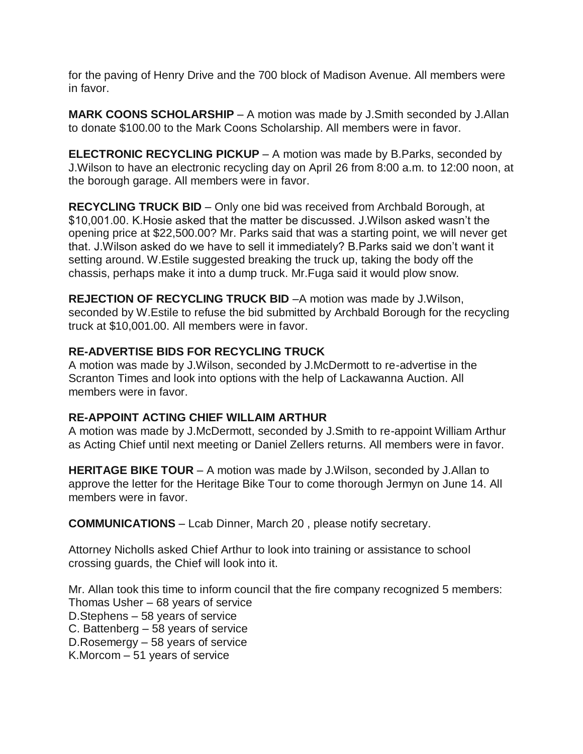for the paving of Henry Drive and the 700 block of Madison Avenue. All members were in favor.

**MARK COONS SCHOLARSHIP** – A motion was made by J.Smith seconded by J.Allan to donate $100.00 to the Mark Coons Scholarship. All members were in favor.

**ELECTRONIC RECYCLING PICKUP** – A motion was made by B.Parks, seconded by J.Wilson to have an electronic recycling day on April 26 from 8:00 a.m. to 12:00 noon, at the borough garage. All members were in favor.

**RECYCLING TRUCK BID** – Only one bid was received from Archbald Borough, at $10,001.00. K.Hosie asked that the matter be discussed. J.Wilson asked wasn't the opening price at $22,500.00? Mr. Parks said that was a starting point, we will never get that. J.Wilson asked do we have to sell it immediately? B.Parks said we don't want it setting around. W.Estile suggested breaking the truck up, taking the body off the chassis, perhaps make it into a dump truck. Mr.Fuga said it would plow snow.

**REJECTION OF RECYCLING TRUCK BID** –A motion was made by J.Wilson, seconded by W.Estile to refuse the bid submitted by Archbald Borough for the recycling truck at $10,001.00. All members were in favor.

**RE-ADVERTISE BIDS FOR RECYCLING TRUCK**

A motion was made by J.Wilson, seconded by J.McDermott to re-advertise in the Scranton Times and look into options with the help of Lackawanna Auction. All members were in favor.

**RE-APPOINT ACTING CHIEF WILLAIM ARTHUR**

A motion was made by J.McDermott, seconded by J.Smith to re-appoint William Arthur as Acting Chief until next meeting or Daniel Zellers returns. All members were in favor.

**HERITAGE BIKE TOUR** – A motion was made by J.Wilson, seconded by J.Allan to approve the letter for the Heritage Bike Tour to come thorough Jermyn on June 14. All members were in favor.

**COMMUNICATIONS** – Lcab Dinner, March 20 , please notify secretary.

Attorney Nicholls asked Chief Arthur to look into training or assistance to school crossing guards, the Chief will look into it.

Mr. Allan took this time to inform council that the fire company recognized 5 members:
Thomas Usher – 68 years of service
D.Stephens – 58 years of service
C. Battenberg – 58 years of service
D.Rosemergy – 58 years of service
K.Morcom – 51 years of service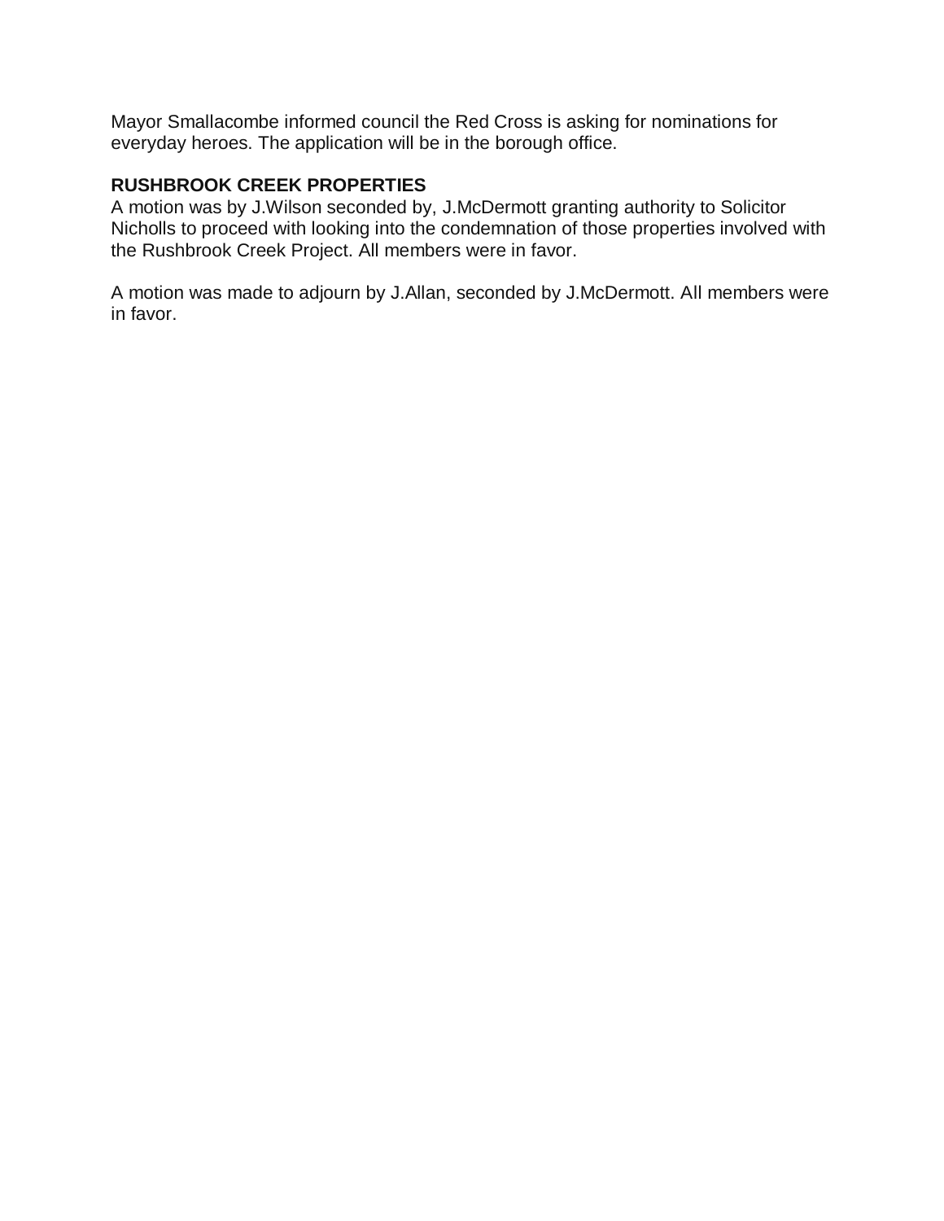Mayor Smallacombe informed council the Red Cross is asking for nominations for everyday heroes. The application will be in the borough office.

**RUSHBROOK CREEK PROPERTIES**

A motion was by J.Wilson seconded by, J.McDermott granting authority to Solicitor Nicholls to proceed with looking into the condemnation of those properties involved with the Rushbrook Creek Project. All members were in favor.

A motion was made to adjourn by J.Allan, seconded by J.McDermott. All members were in favor.